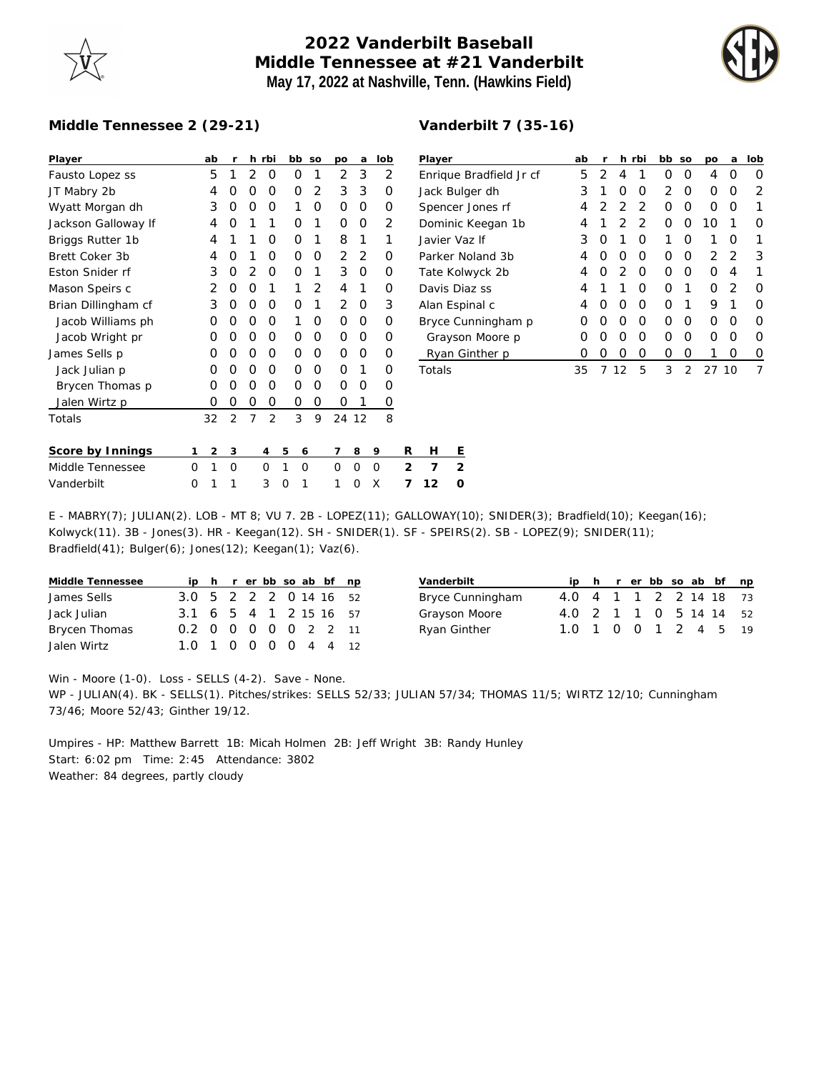# 2022 Vanderbilt Baseball
## Middle Tennessee at #21 Vanderbilt
### May 17, 2022 at Nashville, Tenn. (Hawkins Field)

**Middle Tennessee 2 (29-21)**

| Player | ab | r | h | rbi | bb | so | po | a | lob |
|---|---|---|---|---|---|---|---|---|---|
| Fausto Lopez ss | 5 | 1 | 2 | 0 | 0 | 1 | 2 | 3 | 2 |
| JT Mabry 2b | 4 | 0 | 0 | 0 | 0 | 2 | 3 | 3 | 0 |
| Wyatt Morgan dh | 3 | 0 | 0 | 0 | 1 | 0 | 0 | 0 | 0 |
| Jackson Galloway lf | 4 | 0 | 1 | 1 | 0 | 1 | 0 | 0 | 2 |
| Briggs Rutter 1b | 4 | 1 | 1 | 0 | 0 | 1 | 8 | 1 | 1 |
| Brett Coker 3b | 4 | 0 | 1 | 0 | 0 | 0 | 2 | 2 | 0 |
| Eston Snider rf | 3 | 0 | 2 | 0 | 0 | 1 | 3 | 0 | 0 |
| Mason Speirs c | 2 | 0 | 0 | 1 | 1 | 2 | 4 | 1 | 0 |
| Brian Dillingham cf | 3 | 0 | 0 | 0 | 0 | 1 | 2 | 0 | 3 |
| Jacob Williams ph | 0 | 0 | 0 | 0 | 1 | 0 | 0 | 0 | 0 |
| Jacob Wright pr | 0 | 0 | 0 | 0 | 0 | 0 | 0 | 0 | 0 |
| James Sells p | 0 | 0 | 0 | 0 | 0 | 0 | 0 | 0 | 0 |
| Jack Julian p | 0 | 0 | 0 | 0 | 0 | 0 | 0 | 1 | 0 |
| Brycen Thomas p | 0 | 0 | 0 | 0 | 0 | 0 | 0 | 0 | 0 |
| Jalen Wirtz p | 0 | 0 | 0 | 0 | 0 | 0 | 0 | 1 | 0 |
| Totals | 32 | 2 | 7 | 2 | 3 | 9 | 24 | 12 | 8 |

**Vanderbilt 7 (35-16)**

| Player | ab | r | h | rbi | bb | so | po | a | lob |
|---|---|---|---|---|---|---|---|---|---|
| Enrique Bradfield Jr cf | 5 | 2 | 4 | 1 | 0 | 0 | 4 | 0 | 0 |
| Jack Bulger dh | 3 | 1 | 0 | 0 | 2 | 0 | 0 | 0 | 2 |
| Spencer Jones rf | 4 | 2 | 2 | 2 | 0 | 0 | 0 | 0 | 1 |
| Dominic Keegan 1b | 4 | 1 | 2 | 2 | 0 | 0 | 10 | 1 | 0 |
| Javier Vaz lf | 3 | 0 | 1 | 0 | 1 | 0 | 1 | 0 | 1 |
| Parker Noland 3b | 4 | 0 | 0 | 0 | 0 | 0 | 2 | 2 | 3 |
| Tate Kolwyck 2b | 4 | 0 | 2 | 0 | 0 | 0 | 0 | 4 | 1 |
| Davis Diaz ss | 4 | 1 | 1 | 0 | 0 | 1 | 0 | 2 | 0 |
| Alan Espinal c | 4 | 0 | 0 | 0 | 0 | 1 | 9 | 1 | 0 |
| Bryce Cunningham p | 0 | 0 | 0 | 0 | 0 | 0 | 0 | 0 | 0 |
| Grayson Moore p | 0 | 0 | 0 | 0 | 0 | 0 | 0 | 0 | 0 |
| Ryan Ginther p | 0 | 0 | 0 | 0 | 0 | 0 | 1 | 0 | 0 |
| Totals | 35 | 7 | 12 | 5 | 3 | 2 | 27 | 10 | 7 |

| Score by Innings | 1 | 2 | 3 | 4 | 5 | 6 | 7 | 8 | 9 | R | H | E |
|---|---|---|---|---|---|---|---|---|---|---|---|---|
| Middle Tennessee | 0 | 1 | 0 | 0 | 1 | 0 | 0 | 0 | 0 | 2 | 7 | 2 |
| Vanderbilt | 0 | 1 | 1 | 3 | 0 | 1 | 1 | 0 | X | 7 | 12 | 0 |

E - MABRY(7); JULIAN(2). LOB - MT 8; VU 7. 2B - LOPEZ(11); GALLOWAY(10); SNIDER(3); Bradfield(10); Keegan(16); Kolwyck(11). 3B - Jones(3). HR - Keegan(12). SH - SNIDER(1). SF - SPEIRS(2). SB - LOPEZ(9); SNIDER(11); Bradfield(41); Bulger(6); Jones(12); Keegan(1); Vaz(6).

| Middle Tennessee | ip | h | r | er | bb | so | ab | bf | np |
|---|---|---|---|---|---|---|---|---|---|
| James Sells | 3.0 | 5 | 2 | 2 | 2 | 0 | 14 | 16 | 52 |
| Jack Julian | 3.1 | 6 | 5 | 4 | 1 | 2 | 15 | 16 | 57 |
| Brycen Thomas | 0.2 | 0 | 0 | 0 | 0 | 0 | 2 | 2 | 11 |
| Jalen Wirtz | 1.0 | 1 | 0 | 0 | 0 | 0 | 4 | 4 | 12 |

| Vanderbilt | ip | h | r | er | bb | so | ab | bf | np |
|---|---|---|---|---|---|---|---|---|---|
| Bryce Cunningham | 4.0 | 4 | 1 | 1 | 2 | 2 | 14 | 18 | 73 |
| Grayson Moore | 4.0 | 2 | 1 | 1 | 0 | 5 | 14 | 14 | 52 |
| Ryan Ginther | 1.0 | 1 | 0 | 0 | 1 | 2 | 4 | 5 | 19 |

Win - Moore (1-0). Loss - SELLS (4-2). Save - None.
WP - JULIAN(4). BK - SELLS(1). Pitches/strikes: SELLS 52/33; JULIAN 57/34; THOMAS 11/5; WIRTZ 12/10; Cunningham 73/46; Moore 52/43; Ginther 19/12.

Umpires - HP: Matthew Barrett 1B: Micah Holmen 2B: Jeff Wright 3B: Randy Hunley
Start: 6:02 pm Time: 2:45 Attendance: 3802
Weather: 84 degrees, partly cloudy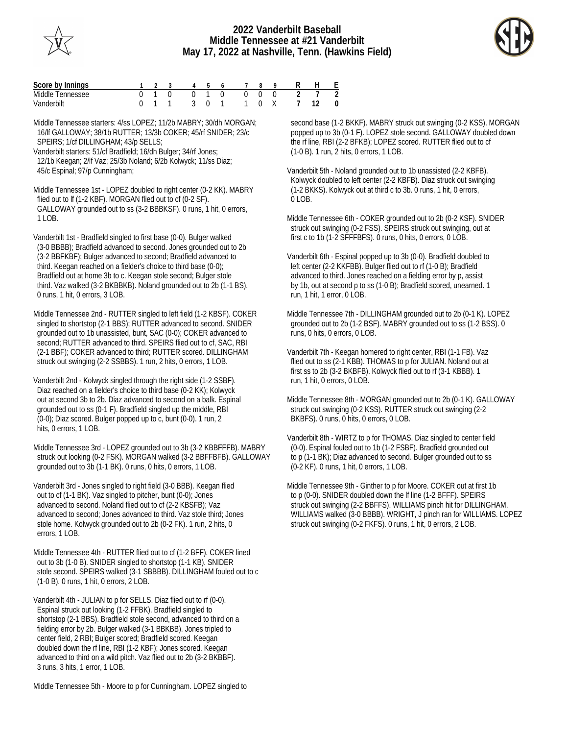# 2022 Vanderbilt Baseball
## Middle Tennessee at #21 Vanderbilt
### May 17, 2022 at Nashville, Tenn. (Hawkins Field)

| Score by Innings | 1 | 2 | 3 | 4 | 5 | 6 | 7 | 8 | 9 | R | H | E |
|---|---|---|---|---|---|---|---|---|---|---|---|---|
| Middle Tennessee | 0 | 1 | 0 | 0 | 1 | 0 | 0 | 0 | 0 | 2 | 7 | 2 |
| Vanderbilt | 0 | 1 | 1 | 3 | 0 | 1 | 1 | 0 | X | 7 | 12 | 0 |

Middle Tennessee starters: 4/ss LOPEZ; 11/2b MABRY; 30/dh MORGAN; 16/lf GALLOWAY; 38/1b RUTTER; 13/3b COKER; 45/rf SNIDER; 23/c SPEIRS; 1/cf DILLINGHAM; 43/p SELLS;
Vanderbilt starters: 51/cf Bradfield; 16/dh Bulger; 34/rf Jones; 12/1b Keegan; 2/lf Vaz; 25/3b Noland; 6/2b Kolwyck; 11/ss Diaz; 45/c Espinal; 97/p Cunningham;

Middle Tennessee 1st - LOPEZ doubled to right center (0-2 KK). MABRY flied out to lf (1-2 KBF). MORGAN flied out to cf (0-2 SF). GALLOWAY grounded out to ss (3-2 BBBKSF). 0 runs, 1 hit, 0 errors, 1 LOB.

Vanderbilt 1st - Bradfield singled to first base (0-0). Bulger walked (3-0 BBBB); Bradfield advanced to second. Jones grounded out to 2b (3-2 BBFKBF); Bulger advanced to second; Bradfield advanced to third. Keegan reached on a fielder's choice to third base (0-0); Bradfield out at home 3b to c. Keegan stole second; Bulger stole third. Vaz walked (3-2 BKBBKB). Noland grounded out to 2b (1-1 BS). 0 runs, 1 hit, 0 errors, 3 LOB.

Middle Tennessee 2nd - RUTTER singled to left field (1-2 KBSF). COKER singled to shortstop (2-1 BBS); RUTTER advanced to second. SNIDER grounded out to 1b unassisted, bunt, SAC (0-0); COKER advanced to second; RUTTER advanced to third. SPEIRS flied out to cf, SAC, RBI (2-1 BBF); COKER advanced to third; RUTTER scored. DILLINGHAM struck out swinging (2-2 SSBBS). 1 run, 2 hits, 0 errors, 1 LOB.

Vanderbilt 2nd - Kolwyck singled through the right side (1-2 SSBF). Diaz reached on a fielder's choice to third base (0-2 KK); Kolwyck out at second 3b to 2b. Diaz advanced to second on a balk. Espinal grounded out to ss (0-1 F). Bradfield singled up the middle, RBI (0-0); Diaz scored. Bulger popped up to c, bunt (0-0). 1 run, 2 hits, 0 errors, 1 LOB.

Middle Tennessee 3rd - LOPEZ grounded out to 3b (3-2 KBBFFFB). MABRY struck out looking (0-2 FSK). MORGAN walked (3-2 BBFFBFB). GALLOWAY grounded out to 3b (1-1 BK). 0 runs, 0 hits, 0 errors, 1 LOB.

Vanderbilt 3rd - Jones singled to right field (3-0 BBB). Keegan flied out to cf (1-1 BK). Vaz singled to pitcher, bunt (0-0); Jones advanced to second. Noland flied out to cf (2-2 KBSFB); Vaz advanced to second; Jones advanced to third. Vaz stole third; Jones stole home. Kolwyck grounded out to 2b (0-2 FK). 1 run, 2 hits, 0 errors, 1 LOB.

Middle Tennessee 4th - RUTTER flied out to cf (1-2 BFF). COKER lined out to 3b (1-0 B). SNIDER singled to shortstop (1-1 KB). SNIDER stole second. SPEIRS walked (3-1 SBBBB). DILLINGHAM fouled out to c (1-0 B). 0 runs, 1 hit, 0 errors, 2 LOB.

Vanderbilt 4th - JULIAN to p for SELLS. Diaz flied out to rf (0-0). Espinal struck out looking (1-2 FFBK). Bradfield singled to shortstop (2-1 BBS). Bradfield stole second, advanced to third on a fielding error by 2b. Bulger walked (3-1 BBKBB). Jones tripled to center field, 2 RBI; Bulger scored; Bradfield scored. Keegan doubled down the rf line, RBI (1-2 KBF); Jones scored. Keegan advanced to third on a wild pitch. Vaz flied out to 2b (3-2 BKBBF). 3 runs, 3 hits, 1 error, 1 LOB.

Middle Tennessee 5th - Moore to p for Cunningham. LOPEZ singled to second base (1-2 BKKF). MABRY struck out swinging (0-2 KSS). MORGAN popped up to 3b (0-1 F). LOPEZ stole second. GALLOWAY doubled down the rf line, RBI (2-2 BFKB); LOPEZ scored. RUTTER flied out to cf (1-0 B). 1 run, 2 hits, 0 errors, 1 LOB.

Vanderbilt 5th - Noland grounded out to 1b unassisted (2-2 KBFB). Kolwyck doubled to left center (2-2 KBFB). Diaz struck out swinging (1-2 BKKS). Kolwyck out at third c to 3b. 0 runs, 1 hit, 0 errors, 0 LOB.

Middle Tennessee 6th - COKER grounded out to 2b (0-2 KSF). SNIDER struck out swinging (0-2 FSS). SPEIRS struck out swinging, out at first c to 1b (1-2 SFFFBFS). 0 runs, 0 hits, 0 errors, 0 LOB.

Vanderbilt 6th - Espinal popped up to 3b (0-0). Bradfield doubled to left center (2-2 KKFBB). Bulger flied out to rf (1-0 B); Bradfield advanced to third. Jones reached on a fielding error by p, assist by 1b, out at second p to ss (1-0 B); Bradfield scored, unearned. 1 run, 1 hit, 1 error, 0 LOB.

Middle Tennessee 7th - DILLINGHAM grounded out to 2b (0-1 K). LOPEZ grounded out to 2b (1-2 BSF). MABRY grounded out to ss (1-2 BSS). 0 runs, 0 hits, 0 errors, 0 LOB.

Vanderbilt 7th - Keegan homered to right center, RBI (1-1 FB). Vaz flied out to ss (2-1 KBB). THOMAS to p for JULIAN. Noland out at first ss to 2b (3-2 BKBFB). Kolwyck flied out to rf (3-1 KBBB). 1 run, 1 hit, 0 errors, 0 LOB.

Middle Tennessee 8th - MORGAN grounded out to 2b (0-1 K). GALLOWAY struck out swinging (0-2 KSS). RUTTER struck out swinging (2-2 BKBFS). 0 runs, 0 hits, 0 errors, 0 LOB.

Vanderbilt 8th - WIRTZ to p for THOMAS. Diaz singled to center field (0-0). Espinal fouled out to 1b (1-2 FSBF). Bradfield grounded out to p (1-1 BK); Diaz advanced to second. Bulger grounded out to ss (0-2 KF). 0 runs, 1 hit, 0 errors, 1 LOB.

Middle Tennessee 9th - Ginther to p for Moore. COKER out at first 1b to p (0-0). SNIDER doubled down the lf line (1-2 BFFF). SPEIRS struck out swinging (2-2 BBFFS). WILLIAMS pinch hit for DILLINGHAM. WILLIAMS walked (3-0 BBBB). WRIGHT, J pinch ran for WILLIAMS. LOPEZ struck out swinging (0-2 FKFS). 0 runs, 1 hit, 0 errors, 2 LOB.